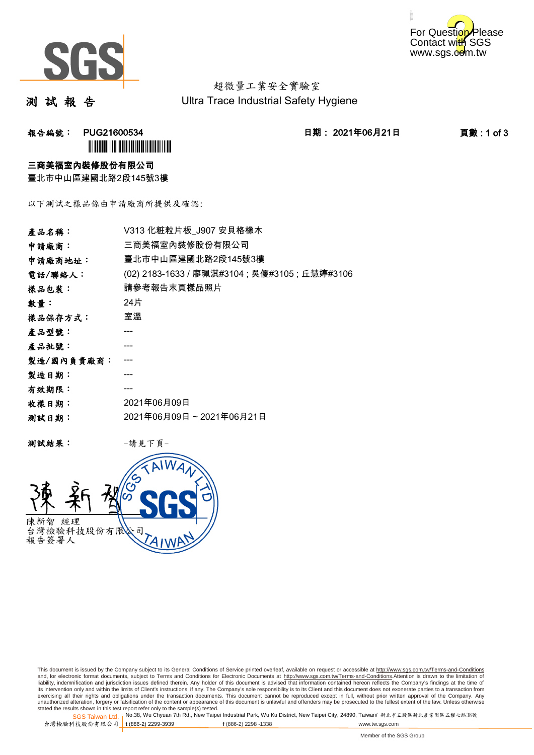SGS

For Question Please Contact with SGS www.sgs.com.tw

# 測 試 報 告

超微量工業安全實驗室
Ultra Trace Industrial Safety Hygiene

**報告編號： PUG21600534** **日期： 2021年06月21日** **頁數 : 1 of 3**

**三商美福室內裝修股份有限公司**
臺北市中山區建國北路2段145號3樓

以下測試之樣品係由申請廠商所提供及確認:

| | |
|---|---|
| **產品名稱：** | V313 化粧粒片板_J907 安貝格橡木 |
| **申請廠商：** | 三商美福室內裝修股份有限公司 |
| **申請廠商地址：** | 臺北市中山區建國北路2段145號3樓 |
| **電話/聯絡人：** | (02) 2183-1633 / 廖珮淇#3104 ; 吳優#3105 ; 丘慧婷#3106 |
| **樣品包裝：** | 請參考報告末頁樣品照片 |
| **數量：** | 24片 |
| **樣品保存方式：** | 室溫 |
| **產品型號：** | --- |
| **產品批號：** | --- |
| **製造/國內負責廠商：** | --- |
| **製造日期：** | --- |
| **有效期限：** | --- |
| **收樣日期：** | 2021年06月09日 |
| **測試日期：** | 2021年06月09日 ~ 2021年06月21日 |

**測試結果：** -請見下頁-

陳新智 經理
台灣檢驗科技股份有限公司
報告簽署人

This document is issued by the Company subject to its General Conditions of Service printed overleaf, available on request or accessible at http://www.sgs.com.tw/Terms-and-Conditions and, for electronic format documents, subject to Terms and Conditions for Electronic Documents at http://www.sgs.com.tw/Terms-and-Conditions.Attention is drawn to the limitation of liability, indemnification and jurisdiction issues defined therein. Any holder of this document is advised that information contained hereon reflects the Company's findings at the time of its intervention only and within the limits of Client's instructions, if any. The Company's sole responsibility is to its Client and this document does not exonerate parties to a transaction from exercising all their rights and obligations under the transaction documents. This document cannot be reproduced except in full, without prior written approval of the Company. Any unauthorized alteration, forgery or falsification of the content or appearance of this document is unlawful and offenders may be prosecuted to the fullest extent of the law. Unless otherwise stated the results shown in this test report refer only to the sample(s) tested.

SGS Taiwan Ltd. | No.38, Wu Chyuan 7th Rd., New Taipei Industrial Park, Wu Ku District, New Taipei City, 24890, Taiwan/ 新北市五股區新北產業園區五權七路38號
台灣檢驗科技股份有限公司 | t (886-2) 2299-3939 f (886-2) 2298 -1338 www.tw.sgs.com

Member of the SGS Group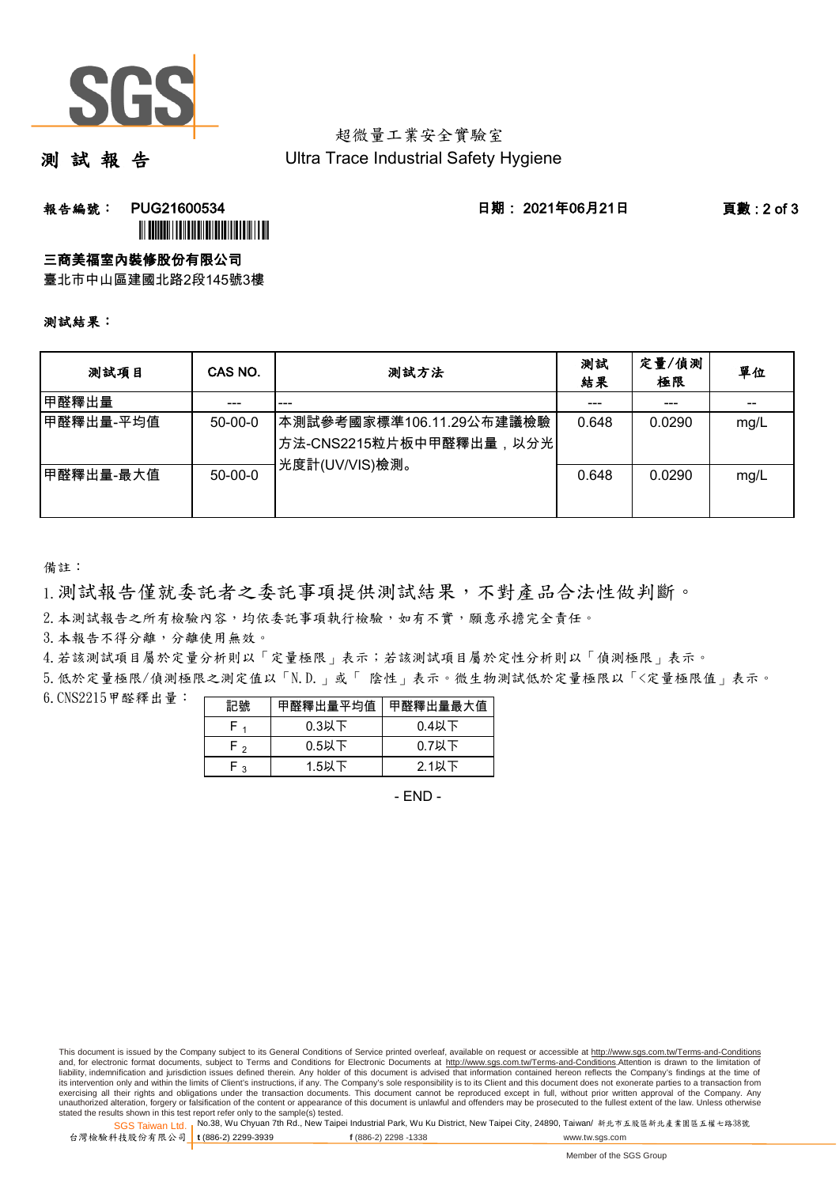超微量工業安全實驗室

Ultra Trace Industrial Safety Hygiene

# 測 試 報 告

**報告編號： PUG21600534**

**日期： 2021年06月21日**

**三商美福室內裝修股份有限公司**

臺北市中山區建國北路2段145號3樓

**測試結果：**

| 測試項目 | CAS NO. | 測試方法 | 測試結果 | 定量/偵測極限 | 單位 |
|---|---|---|---|---|---|
| 甲醛釋出量 | --- | --- | --- | --- | -- |
| 甲醛釋出量-平均值 | 50-00-0 | 本測試參考國家標準106.11.29公布建議檢驗方法-CNS2215粒片板中甲醛釋出量，以分光光度計(UV/VIS)檢測。 | 0.648 | 0.0290 | mg/L |
| 甲醛釋出量-最大值 | 50-00-0 | | 0.648 | 0.0290 | mg/L |

備註：

1. 測試報告僅就委託者之委託事項提供測試結果，不對產品合法性做判斷。
2. 本測試報告之所有檢驗內容，均依委託事項執行檢驗，如有不實，願意承擔完全責任。
3. 本報告不得分離，分離使用無效。
4. 若該測試項目屬於定量分析則以「定量極限」表示；若該測試項目屬於定性分析則以「偵測極限」表示。
5. 低於定量極限/偵測極限之測定值以「N.D.」或「 陰性」表示。微生物測試低於定量極限以「<定量極限值」表示。
6. CNS2215甲醛釋出量：

| 記號 | 甲醛釋出量平均值 | 甲醛釋出量最大值 |
|---|---|---|
| $F_1$ | 0.3以下 | 0.4以下 |
| $F_2$ | 0.5以下 | 0.7以下 |
| $F_3$ | 1.5以下 | 2.1以下 |

- END -

This document is issued by the Company subject to its General Conditions of Service printed overleaf, available on request or accessible at http://www.sgs.com.tw/Terms-and-Conditions and, for electronic format documents, subject to Terms and Conditions for Electronic Documents at http://www.sgs.com.tw/Terms-and-Conditions.Attention is drawn to the limitation of liability, indemnification and jurisdiction issues defined therein. Any holder of this document is advised that information contained hereon reflects the Company's findings at the time of its intervention only and within the limits of Client's instructions, if any. The Company's sole responsibility is to its Client and this document does not exonerate parties to a transaction from exercising all their rights and obligations under the transaction documents. This document cannot be reproduced except in full, without prior written approval of the Company. Any unauthorized alteration, forgery or falsification of the content or appearance of this document is unlawful and offenders may be prosecuted to the fullest extent of the law. Unless otherwise stated the results shown in this test report refer only to the sample(s) tested.

SGS Taiwan Ltd. 台灣檢驗科技股份有限公司 | No.38, Wu Chyuan 7th Rd., New Taipei Industrial Park, Wu Ku District, New Taipei City, 24890, Taiwan/ 新北市五股區新北產業園區五權七路38號 | t (886-2) 2299-3939 | f (886-2) 2298 -1338 | www.tw.sgs.com

Member of the SGS Group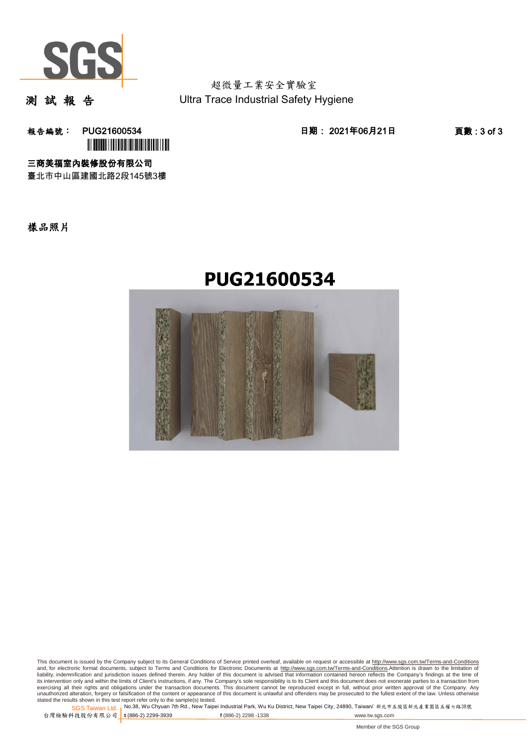超微量工業安全實驗室
Ultra Trace Industrial Safety Hygiene

# 測 試 報 告

**報告編號：** PUG21600534　　**日期：** 2021年06月21日

**三商美福室內裝修股份有限公司**
臺北市中山區建國北路2段145號3樓

## 樣品照片

PUG21600534

This document is issued by the Company subject to its General Conditions of Service printed overleaf, available on request or accessible at http://www.sgs.com.tw/Terms-and-Conditions and, for electronic format documents, subject to Terms and Conditions for Electronic Documents at http://www.sgs.com.tw/Terms-and-Conditions.Attention is drawn to the limitation of liability, indemnification and jurisdiction issues defined therein. Any holder of this document is advised that information contained hereon reflects the Company's findings at the time of its intervention only and within the limits of Client's instructions, if any. The Company's sole responsibility is to its Client and this document does not exonerate parties to a transaction from exercising all their rights and obligations under the transaction documents. This document cannot be reproduced except in full, without prior written approval of the Company. Any unauthorized alteration, forgery or falsification of the content or appearance of this document is unlawful and offenders may be prosecuted to the fullest extent of the law. Unless otherwise stated the results shown in this test report refer only to the sample(s) tested.

SGS Taiwan Ltd. 台灣檢驗科技股份有限公司 | No.38, Wu Chyuan 7th Rd., New Taipei Industrial Park, Wu Ku District, New Taipei City, 24890, Taiwan/ 新北市五股區新北產業園區五權七路38號 | t (886-2) 2299-3939 | f (886-2) 2298 -1338 | www.tw.sgs.com

Member of the SGS Group